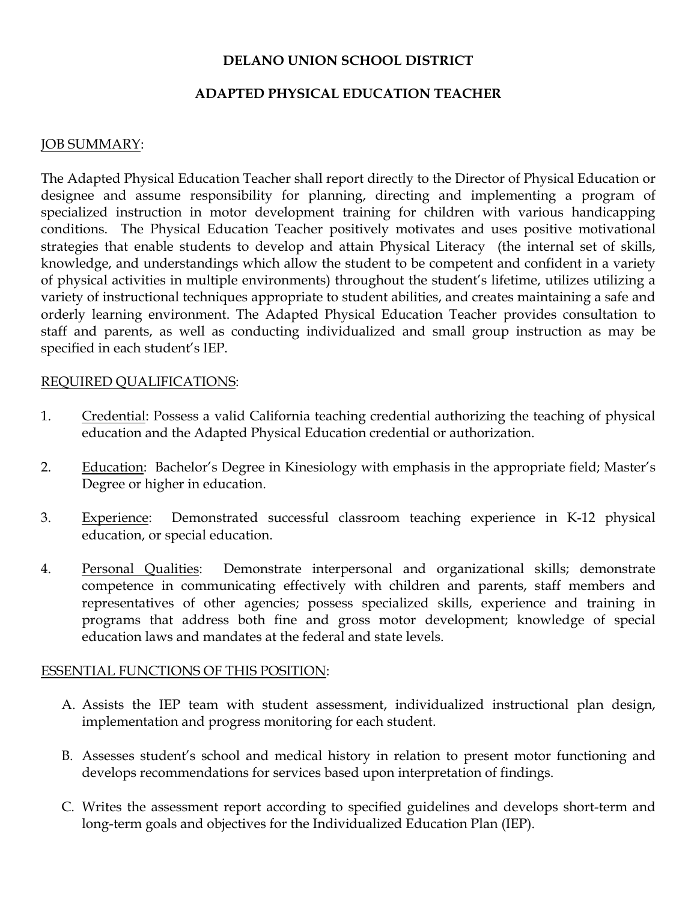# DELANO UNION SCHOOL DISTRICT

## ADAPTED PHYSICAL EDUCATION TEACHER

JOB SUMMARY:

The Adapted Physical Education Teacher shall report directly to the Director of Physical Education or designee and assume responsibility for planning, directing and implementing a program of specialized instruction in motor development training for children with various handicapping conditions. The Physical Education Teacher positively motivates and uses positive motivational strategies that enable students to develop and attain Physical Literacy (the internal set of skills, knowledge, and understandings which allow the student to be competent and confident in a variety of physical activities in multiple environments) throughout the student's lifetime, utilizes utilizing a variety of instructional techniques appropriate to student abilities, and creates maintaining a safe and orderly learning environment. The Adapted Physical Education Teacher provides consultation to staff and parents, as well as conducting individualized and small group instruction as may be specified in each student's IEP.

REQUIRED QUALIFICATIONS:

1. Credential: Possess a valid California teaching credential authorizing the teaching of physical education and the Adapted Physical Education credential or authorization.

2. Education: Bachelor's Degree in Kinesiology with emphasis in the appropriate field; Master's Degree or higher in education.

3. Experience: Demonstrated successful classroom teaching experience in K-12 physical education, or special education.

4. Personal Qualities: Demonstrate interpersonal and organizational skills; demonstrate competence in communicating effectively with children and parents, staff members and representatives of other agencies; possess specialized skills, experience and training in programs that address both fine and gross motor development; knowledge of special education laws and mandates at the federal and state levels.

ESSENTIAL FUNCTIONS OF THIS POSITION:

A. Assists the IEP team with student assessment, individualized instructional plan design, implementation and progress monitoring for each student.

B. Assesses student's school and medical history in relation to present motor functioning and develops recommendations for services based upon interpretation of findings.

C. Writes the assessment report according to specified guidelines and develops short-term and long-term goals and objectives for the Individualized Education Plan (IEP).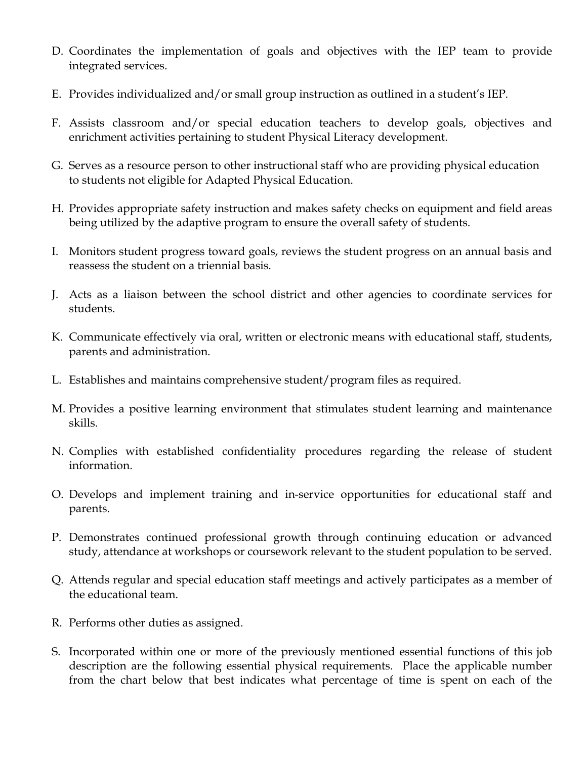D. Coordinates the implementation of goals and objectives with the IEP team to provide integrated services.

E. Provides individualized and/or small group instruction as outlined in a student's IEP.

F. Assists classroom and/or special education teachers to develop goals, objectives and enrichment activities pertaining to student Physical Literacy development.

G. Serves as a resource person to other instructional staff who are providing physical education to students not eligible for Adapted Physical Education.

H. Provides appropriate safety instruction and makes safety checks on equipment and field areas being utilized by the adaptive program to ensure the overall safety of students.

I. Monitors student progress toward goals, reviews the student progress on an annual basis and reassess the student on a triennial basis.

J. Acts as a liaison between the school district and other agencies to coordinate services for students.

K. Communicate effectively via oral, written or electronic means with educational staff, students, parents and administration.

L. Establishes and maintains comprehensive student/program files as required.

M. Provides a positive learning environment that stimulates student learning and maintenance skills.

N. Complies with established confidentiality procedures regarding the release of student information.

O. Develops and implement training and in-service opportunities for educational staff and parents.

P. Demonstrates continued professional growth through continuing education or advanced study, attendance at workshops or coursework relevant to the student population to be served.

Q. Attends regular and special education staff meetings and actively participates as a member of the educational team.

R. Performs other duties as assigned.

S. Incorporated within one or more of the previously mentioned essential functions of this job description are the following essential physical requirements. Place the applicable number from the chart below that best indicates what percentage of time is spent on each of the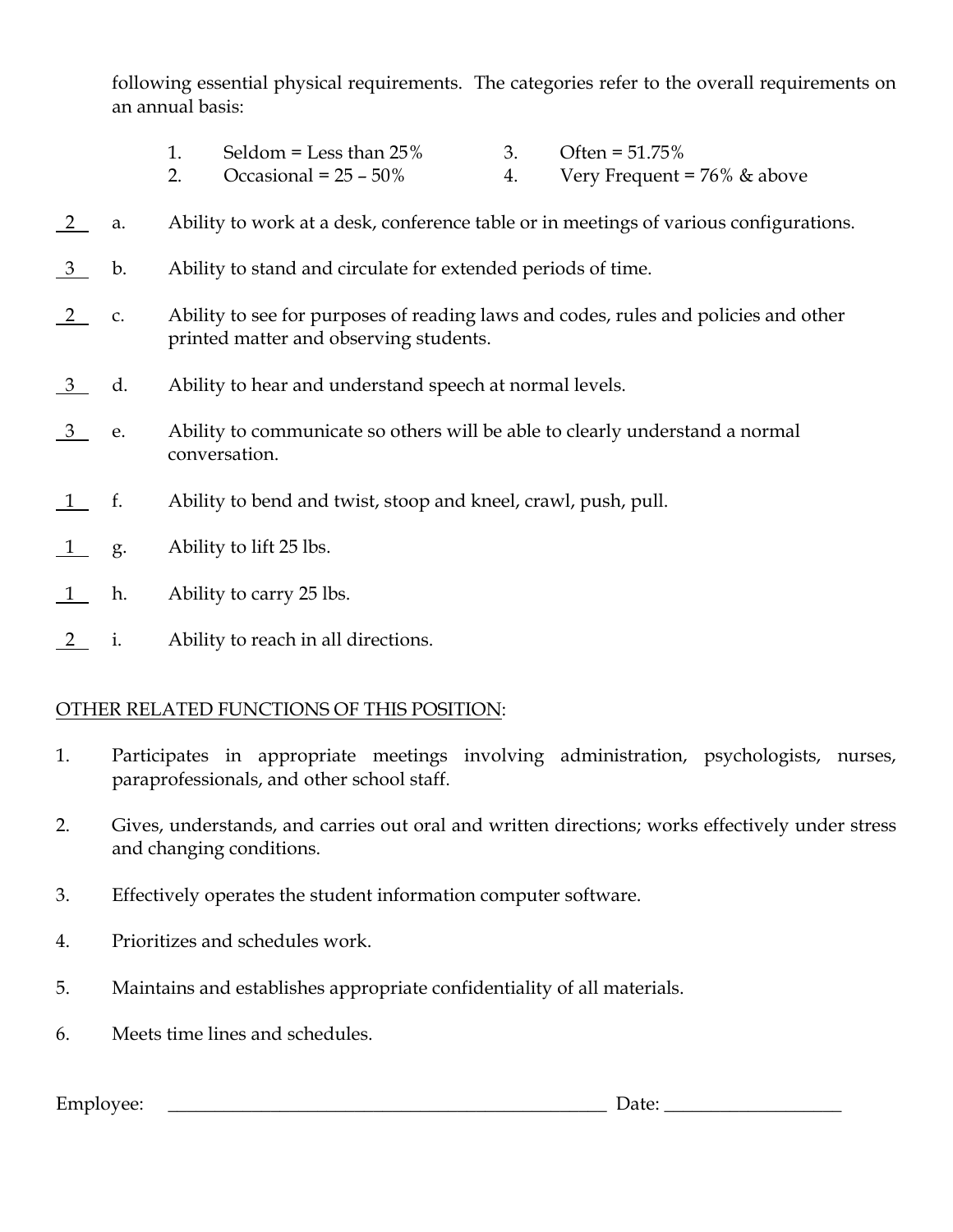following essential physical requirements. The categories refer to the overall requirements on an annual basis:

1. Seldom = Less than 25%
2. Occasional = 25 – 50%
3. Often = 51.75%
4. Very Frequent = 76% & above

\_2\_ a. Ability to work at a desk, conference table or in meetings of various configurations.

\_3\_ b. Ability to stand and circulate for extended periods of time.

\_2\_ c. Ability to see for purposes of reading laws and codes, rules and policies and other printed matter and observing students.

\_3\_ d. Ability to hear and understand speech at normal levels.

\_3\_ e. Ability to communicate so others will be able to clearly understand a normal conversation.

\_1\_ f. Ability to bend and twist, stoop and kneel, crawl, push, pull.

\_1\_ g. Ability to lift 25 lbs.

\_1\_ h. Ability to carry 25 lbs.

\_2\_ i. Ability to reach in all directions.

OTHER RELATED FUNCTIONS OF THIS POSITION:

1. Participates in appropriate meetings involving administration, psychologists, nurses, paraprofessionals, and other school staff.
2. Gives, understands, and carries out oral and written directions; works effectively under stress and changing conditions.
3. Effectively operates the student information computer software.
4. Prioritizes and schedules work.
5. Maintains and establishes appropriate confidentiality of all materials.
6. Meets time lines and schedules.

Employee: \_\_\_\_\_\_\_\_\_\_\_\_\_\_\_\_\_\_\_\_\_\_\_\_\_\_\_\_\_\_\_\_\_\_\_\_\_\_\_\_\_\_\_\_\_\_ Date: \_\_\_\_\_\_\_\_\_\_\_\_\_\_\_\_\_\_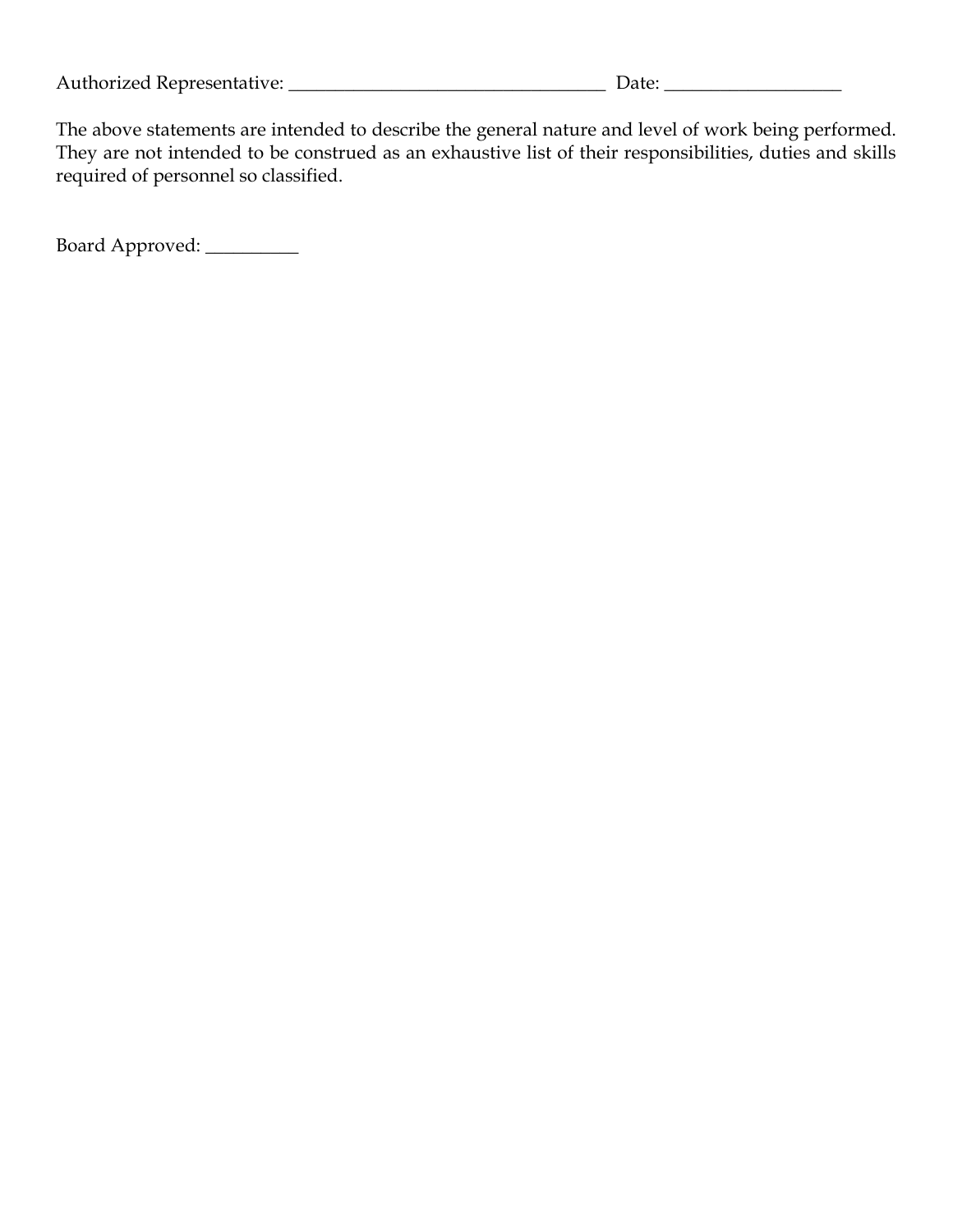Authorized Representative: ___________________________________ Date: ___________________

The above statements are intended to describe the general nature and level of work being performed. They are not intended to be construed as an exhaustive list of their responsibilities, duties and skills required of personnel so classified.

Board Approved: __________